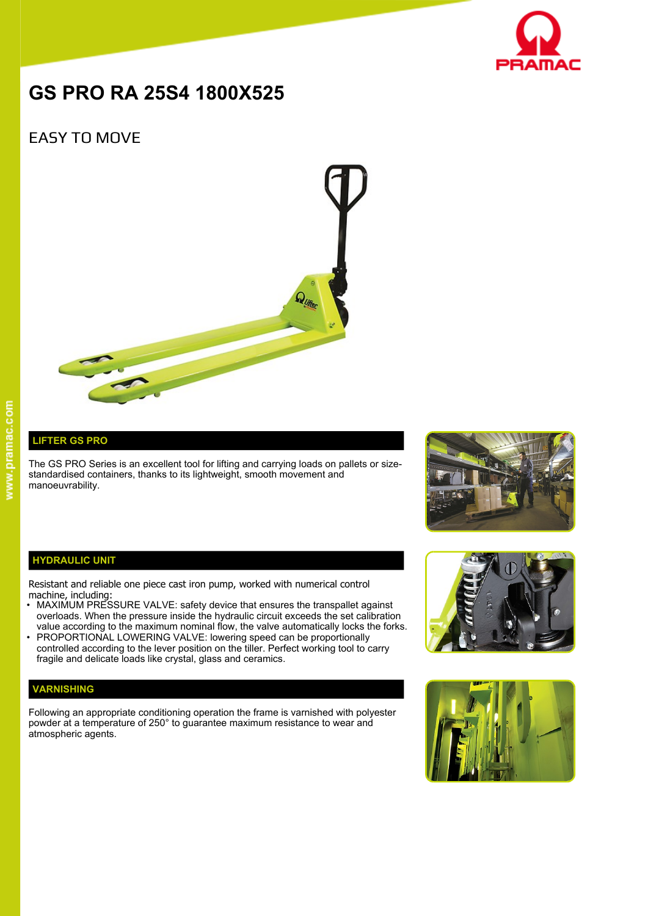# GS PRO RA 25S4 1800X525

## EASY TO MOVE

### LIFTER GS PRO

The GS PRO Series is an excellent tool for lifting and carrying loads on pallets or size-standardised containers, thanks to its lightweight, smooth movement and manoeuvrability.

### HYDRAULIC UNIT

Resistant and reliable one piece cast iron pump, worked with numerical control machine, including:

- MAXIMUM PRESSURE VALVE: safety device that ensures the transpallet against overloads. When the pressure inside the hydraulic circuit exceeds the set calibration value according to the maximum nominal flow, the valve automatically locks the forks.
- PROPORTIONAL LOWERING VALVE: lowering speed can be proportionally controlled according to the lever position on the tiller. Perfect working tool to carry fragile and delicate loads like crystal, glass and ceramics.

### VARNISHING

Following an appropriate conditioning operation the frame is varnished with polyester powder at a temperature of 250° to guarantee maximum resistance to wear and atmospheric agents.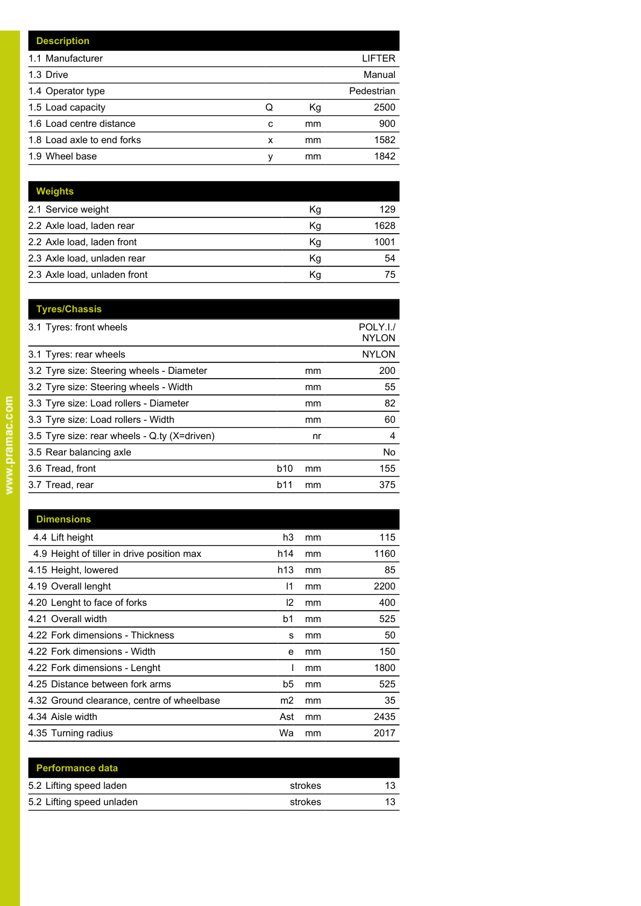| Description | | | |
|---|---|---|---|
| 1.1 Manufacturer | | | LIFTER |
| 1.3 Drive | | | Manual |
| 1.4 Operator type | | | Pedestrian |
| 1.5 Load capacity | Q | Kg | 2500 |
| 1.6 Load centre distance | c | mm | 900 |
| 1.8 Load axle to end forks | x | mm | 1582 |
| 1.9 Wheel base | y | mm | 1842 |

| Weights | | | |
|---|---|---|---|
| 2.1 Service weight | | Kg | 129 |
| 2.2 Axle load, laden rear | | Kg | 1628 |
| 2.2 Axle load, laden front | | Kg | 1001 |
| 2.3 Axle load, unladen rear | | Kg | 54 |
| 2.3 Axle load, unladen front | | Kg | 75 |

| Tyres/Chassis | | | |
|---|---|---|---|
| 3.1 Tyres: front wheels | | | POLY.I./ NYLON |
| 3.1 Tyres: rear wheels | | | NYLON |
| 3.2 Tyre size: Steering wheels - Diameter | | mm | 200 |
| 3.2 Tyre size: Steering wheels - Width | | mm | 55 |
| 3.3 Tyre size: Load rollers - Diameter | | mm | 82 |
| 3.3 Tyre size: Load rollers - Width | | mm | 60 |
| 3.5 Tyre size: rear wheels - Q.ty (X=driven) | | nr | 4 |
| 3.5 Rear balancing axle | | | No |
| 3.6 Tread, front | b10 | mm | 155 |
| 3.7 Tread, rear | b11 | mm | 375 |

| Dimensions | | | |
|---|---|---|---|
| 4.4 Lift height | h3 | mm | 115 |
| 4.9 Height of tiller in drive position max | h14 | mm | 1160 |
| 4.15 Height, lowered | h13 | mm | 85 |
| 4.19 Overall lenght | l1 | mm | 2200 |
| 4.20 Lenght to face of forks | l2 | mm | 400 |
| 4.21 Overall width | b1 | mm | 525 |
| 4.22 Fork dimensions - Thickness | s | mm | 50 |
| 4.22 Fork dimensions - Width | e | mm | 150 |
| 4.22 Fork dimensions - Lenght | l | mm | 1800 |
| 4.25 Distance between fork arms | b5 | mm | 525 |
| 4.32 Ground clearance, centre of wheelbase | m2 | mm | 35 |
| 4.34 Aisle width | Ast | mm | 2435 |
| 4.35 Turning radius | Wa | mm | 2017 |

| Performance data | | |
|---|---|---|
| 5.2 Lifting speed laden | strokes | 13 |
| 5.2 Lifting speed unladen | strokes | 13 |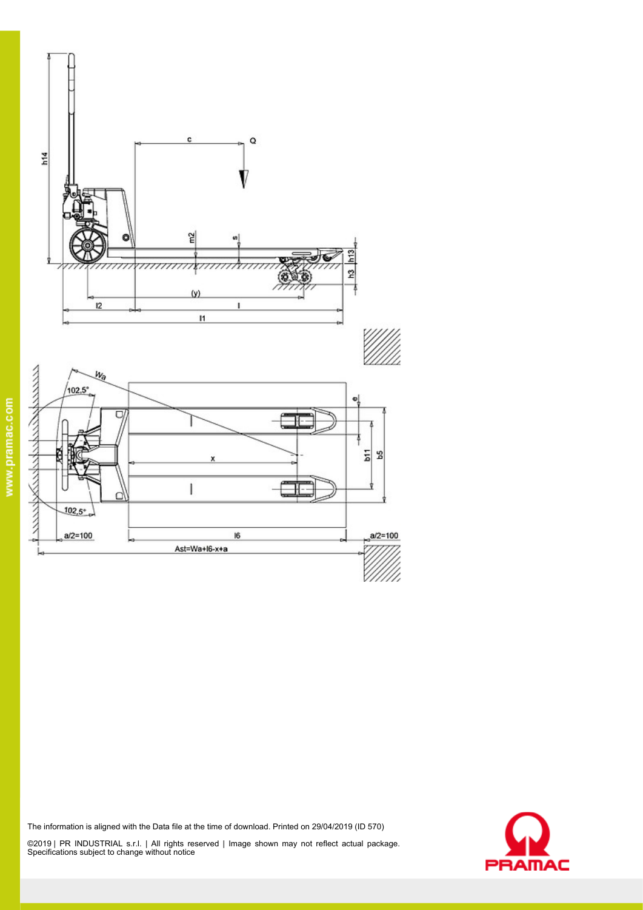h14

c

Q

m2

s

h13

h3

(y)

l2

l

l1

Wa

102,5°

e

x

b11

b5

102,5°

a/2=100

l6

a/2=100

Ast=Wa+l6-x+a

The information is aligned with the Data file at the time of download. Printed on 29/04/2019 (ID 570)

©2019 | PR INDUSTRIAL s.r.l. | All rights reserved | Image shown may not reflect actual package. Specifications subject to change without notice